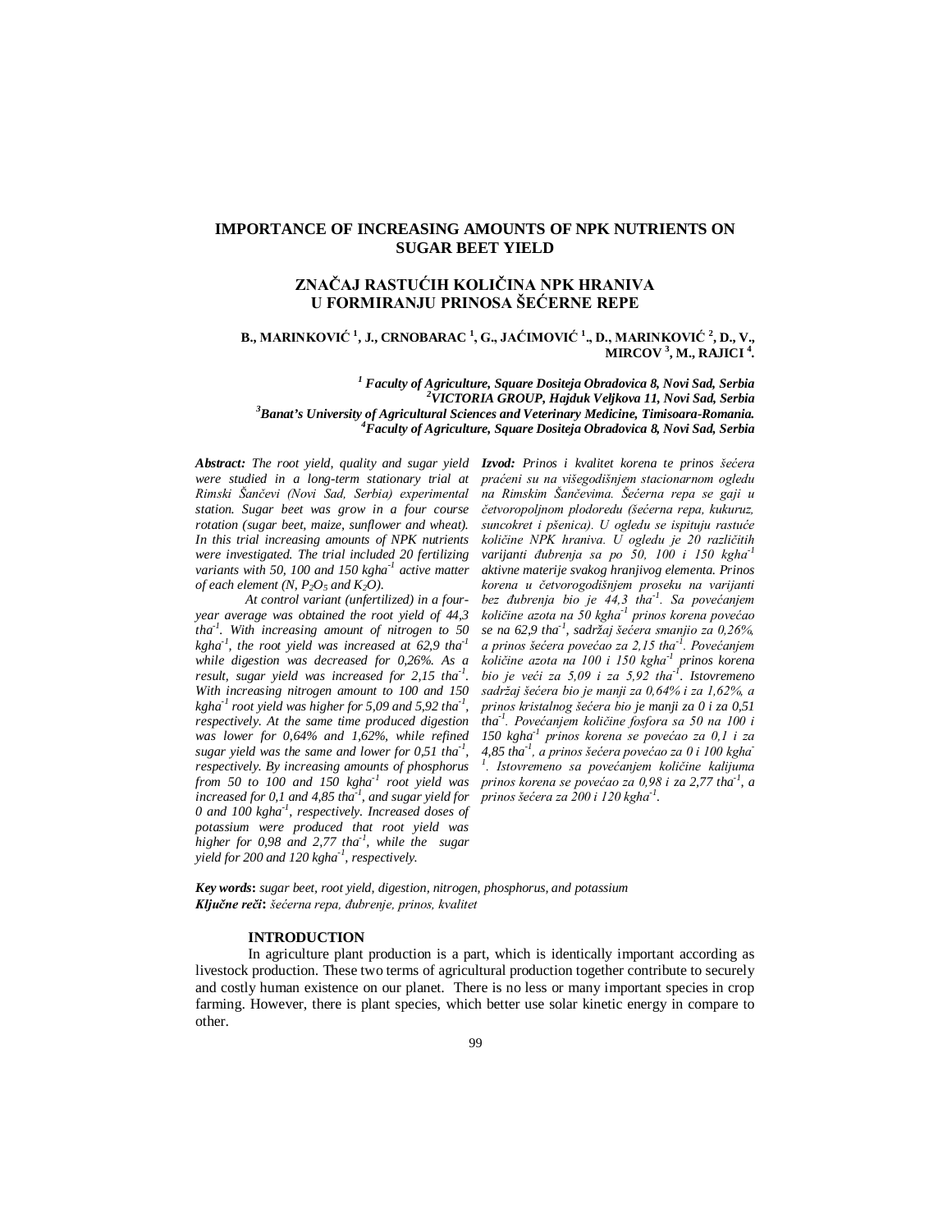# IMPORTANCE OF INCREASING AMOUNTS OF NPK NUTRIENTS ON SUGAR BEET YIELD

# ZNAČAJ RASTUĆIH KOLIČINA NPK HRANIVA U FORMIRANJU PRINOSA ŠEĆERNE REPE

**B., MARINKOVIĆ [1], J., CRNOBARAC [1], G., JAĆIMOVIĆ [1]., D., MARINKOVIĆ [2], D., V., MIRCOV [3], M., RAJICI [4].**

*[1] Faculty of Agriculture, Square Dositeja Obradovica 8, Novi Sad, Serbia*
*[2] VICTORIA GROUP, Hajduk Veljkova 11, Novi Sad, Serbia*
*[3] Banat's University of Agricultural Sciences and Veterinary Medicine, Timisoara-Romania.*
*[4] Faculty of Agriculture, Square Dositeja Obradovica 8, Novi Sad, Serbia*

***Abstract:*** *The root yield, quality and sugar yield were studied in a long-term stationary trial at Rimski Šančevi (Novi Sad, Serbia) experimental station. Sugar beet was grow in a four course rotation (sugar beet, maize, sunflower and wheat). In this trial increasing amounts of NPK nutrients were investigated. The trial included 20 fertilizing variants with 50, 100 and 150 kgha$^{-1}$ active matter of each element (N, $P_2O_5$ and $K_2O$).*

*At control variant (unfertilized) in a four-year average was obtained the root yield of 44,3 tha$^{-1}$. With increasing amount of nitrogen to 50 kgha$^{-1}$, the root yield was increased at 62,9 tha$^{-1}$ while digestion was decreased for 0,26%. As a result, sugar yield was increased for 2,15 tha$^{-1}$. With increasing nitrogen amount to 100 and 150 kgha$^{-1}$ root yield was higher for 5,09 and 5,92 tha$^{-1}$, respectively. At the same time produced digestion was lower for 0,64% and 1,62%, while refined sugar yield was the same and lower for 0,51 tha$^{-1}$, respectively. By increasing amounts of phosphorus from 50 to 100 and 150 kgha$^{-1}$ root yield was increased for 0,1 and 4,85 tha$^{-1}$, and sugar yield for 0 and 100 kgha$^{-1}$, respectively. Increased doses of potassium were produced that root yield was higher for 0,98 and 2,77 tha$^{-1}$, while the sugar yield for 200 and 120 kgha$^{-1}$, respectively.*

***Izvod:*** *Prinos i kvalitet korena te prinos šećera praćeni su na višegodišnjem stacionarnom ogledu na Rimskim Šančevima. Šećerna repa se gaji u četvoropoljnom plodoredu (šećerna repa, kukuruz, suncokret i pšenica). U ogledu se ispituju rastuće količine NPK hraniva. U ogledu je 20 različitih varijanti đubrenja sa po 50, 100 i 150 kgha$^{-1}$ aktivne materije svakog hranjivog elementa. Prinos korena u četvorogodišnjem proseku na varijanti bez đubrenja bio je 44,3 tha$^{-1}$. Sa povećanjem količine azota na 50 kgha$^{-1}$ prinos korena povećao se na 62,9 tha$^{-1}$, sadržaj šećera smanjio za 0,26%, a prinos šećera povećao za 2,15 tha$^{-1}$. Povećanjem količine azota na 100 i 150 kgha$^{-1}$ prinos korena bio je veći za 5,09 i za 5,92 tha$^{-1}$. Istovremeno sadržaj šećera bio je manji za 0,64% i za 1,62%, a prinos kristalnog šećera bio je manji za 0 i za 0,51 tha$^{-1}$. Povećanjem količine fosfora sa 50 na 100 i 150 kgha$^{-1}$ prinos korena se povećao za 0,1 i za 4,85 tha$^{-1}$, a prinos šećera povećao za 0 i 100 kgha$^{-1}$. Istovremeno sa povećanjem količine kalijuma prinos korena se povećao za 0,98 i za 2,77 tha$^{-1}$, a prinos šećera za 200 i 120 kgha$^{-1}$.*

***Key words*****:** *sugar beet, root yield, digestion, nitrogen, phosphorus, and potassium*
***Ključne reči*****:** *šećerna repa, đubrenje, prinos, kvalitet*

## INTRODUCTION

In agriculture plant production is a part, which is identically important according as livestock production. These two terms of agricultural production together contribute to securely and costly human existence on our planet. There is no less or many important species in crop farming. However, there is plant species, which better use solar kinetic energy in compare to other.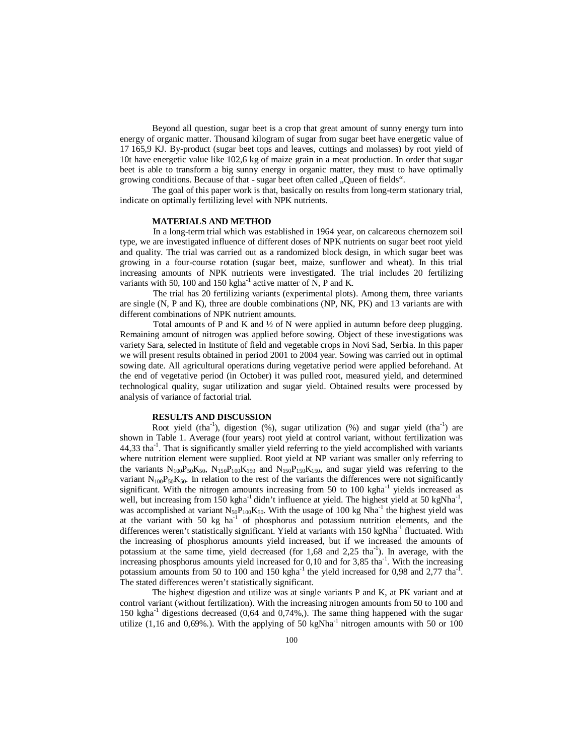Beyond all question, sugar beet is a crop that great amount of sunny energy turn into energy of organic matter. Thousand kilogram of sugar from sugar beet have energetic value of 17 165,9 KJ. By-product (sugar beet tops and leaves, cuttings and molasses) by root yield of 10t have energetic value like 102,6 kg of maize grain in a meat production. In order that sugar beet is able to transform a big sunny energy in organic matter, they must to have optimally growing conditions. Because of that - sugar beet often called „Queen of fields".

The goal of this paper work is that, basically on results from long-term stationary trial, indicate on optimally fertilizing level with NPK nutrients.

## MATERIALS AND METHOD

In a long-term trial which was established in 1964 year, on calcareous chernozem soil type, we are investigated influence of different doses of NPK nutrients on sugar beet root yield and quality. The trial was carried out as a randomized block design, in which sugar beet was growing in a four-course rotation (sugar beet, maize, sunflower and wheat). In this trial increasing amounts of NPK nutrients were investigated. The trial includes 20 fertilizing variants with 50, 100 and 150 $kgha^{-1}$ active matter of N, P and K.

The trial has 20 fertilizing variants (experimental plots). Among them, three variants are single (N, P and K), three are double combinations (NP, NK, PK) and 13 variants are with different combinations of NPK nutrient amounts.

Total amounts of P and K and ½ of N were applied in autumn before deep plugging. Remaining amount of nitrogen was applied before sowing. Object of these investigations was variety Sara, selected in Institute of field and vegetable crops in Novi Sad, Serbia. In this paper we will present results obtained in period 2001 to 2004 year. Sowing was carried out in optimal sowing date. All agricultural operations during vegetative period were applied beforehand. At the end of vegetative period (in October) it was pulled root, measured yield, and determined technological quality, sugar utilization and sugar yield. Obtained results were processed by analysis of variance of factorial trial.

## RESULTS AND DISCUSSION

Root yield ($tha^{-1}$), digestion (%), sugar utilization (%) and sugar yield ($tha^{-1}$) are shown in Table 1. Average (four years) root yield at control variant, without fertilization was 44,33 $tha^{-1}$. That is significantly smaller yield referring to the yield accomplished with variants where nutrition element were supplied. Root yield at NP variant was smaller only referring to the variants $N_{100}P_{50}K_{50}$, $N_{150}P_{100}K_{150}$ and $N_{150}P_{150}K_{150}$, and sugar yield was referring to the variant $N_{100}P_{50}K_{50}$. In relation to the rest of the variants the differences were not significantly significant. With the nitrogen amounts increasing from 50 to 100 $kgha^{-1}$ yields increased as well, but increasing from 150 $kgha^{-1}$ didn't influence at yield. The highest yield at 50 $kgNha^{-1}$, was accomplished at variant $N_{50}P_{100}K_{50}$. With the usage of 100 kg $Nha^{-1}$ the highest yield was at the variant with 50 kg $ha^{-1}$ of phosphorus and potassium nutrition elements, and the differences weren't statistically significant. Yield at variants with 150 $kgNha^{-1}$ fluctuated. With the increasing of phosphorus amounts yield increased, but if we increased the amounts of potassium at the same time, yield decreased (for 1,68 and 2,25 $tha^{-1}$). In average, with the increasing phosphorus amounts yield increased for 0,10 and for 3,85 $tha^{-1}$. With the increasing potassium amounts from 50 to 100 and 150 $kgha^{-1}$ the yield increased for 0,98 and 2,77 $tha^{-1}$. The stated differences weren't statistically significant.

The highest digestion and utilize was at single variants P and K, at PK variant and at control variant (without fertilization). With the increasing nitrogen amounts from 50 to 100 and 150 $kgha^{-1}$ digestions decreased (0,64 and 0,74%,). The same thing happened with the sugar utilize (1,16 and 0,69%.). With the applying of 50 $kgNha^{-1}$ nitrogen amounts with 50 or 100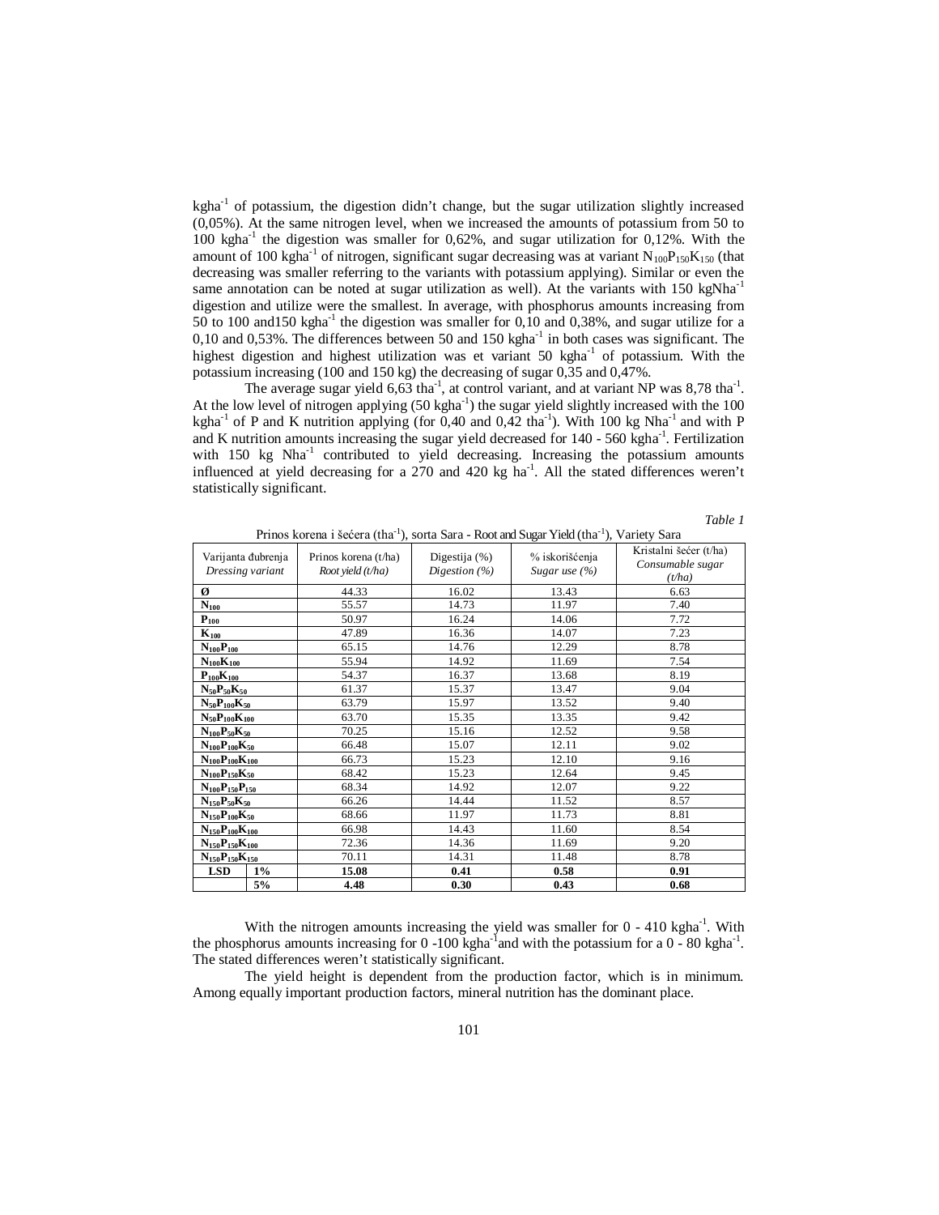$kgha^{-1}$ of potassium, the digestion didn't change, but the sugar utilization slightly increased (0,05%). At the same nitrogen level, when we increased the amounts of potassium from 50 to 100 $kgha^{-1}$ the digestion was smaller for 0,62%, and sugar utilization for 0,12%. With the amount of 100 $kgha^{-1}$ of nitrogen, significant sugar decreasing was at variant $N_{100}P_{150}K_{150}$ (that decreasing was smaller referring to the variants with potassium applying). Similar or even the same annotation can be noted at sugar utilization as well). At the variants with 150 $kgNha^{-1}$ digestion and utilize were the smallest. In average, with phosphorus amounts increasing from 50 to 100 and150 $kgha^{-1}$ the digestion was smaller for 0,10 and 0,38%, and sugar utilize for a 0,10 and 0,53%. The differences between 50 and 150 $kgha^{-1}$ in both cases was significant. The highest digestion and highest utilization was et variant 50 $kgha^{-1}$ of potassium. With the potassium increasing (100 and 150 kg) the decreasing of sugar 0,35 and 0,47%.

The average sugar yield 6,63 $tha^{-1}$, at control variant, and at variant NP was 8,78 $tha^{-1}$. At the low level of nitrogen applying (50 $kgha^{-1}$) the sugar yield slightly increased with the 100 $kgha^{-1}$ of P and K nutrition applying (for 0,40 and 0,42 $tha^{-1}$). With 100 kg $Nha^{-1}$ and with P and K nutrition amounts increasing the sugar yield decreased for 140 - 560 $kgha^{-1}$. Fertilization with 150 kg $Nha^{-1}$ contributed to yield decreasing. Increasing the potassium amounts influenced at yield decreasing for a 270 and 420 kg $ha^{-1}$. All the stated differences weren't statistically significant.

*Table 1*

Prinos korena i šećera ($tha^{-1}$), sorta Sara - Root and Sugar Yield ($tha^{-1}$), Variety Sara

| Varijanta đubrenja *Dressing variant* | | Prinos korena (t/ha) *Root yield (t/ha)* | Digestija (%) *Digestion (%)* | % iskorišćenja *Sugar use (%)* | Kristalni šećer (t/ha) *Consumable sugar (t/ha)* |
|---|---|---|---|---|---|
| **Ø** | | 44.33 | 16.02 | 13.43 | 6.63 |
| **$N_{100}$** | | 55.57 | 14.73 | 11.97 | 7.40 |
| **$P_{100}$** | | 50.97 | 16.24 | 14.06 | 7.72 |
| **$K_{100}$** | | 47.89 | 16.36 | 14.07 | 7.23 |
| **$N_{100}P_{100}$** | | 65.15 | 14.76 | 12.29 | 8.78 |
| **$N_{100}K_{100}$** | | 55.94 | 14.92 | 11.69 | 7.54 |
| **$P_{100}K_{100}$** | | 54.37 | 16.37 | 13.68 | 8.19 |
| **$N_{50}P_{50}K_{50}$** | | 61.37 | 15.37 | 13.47 | 9.04 |
| **$N_{50}P_{100}K_{50}$** | | 63.79 | 15.97 | 13.52 | 9.40 |
| **$N_{50}P_{100}K_{100}$** | | 63.70 | 15.35 | 13.35 | 9.42 |
| **$N_{100}P_{50}K_{50}$** | | 70.25 | 15.16 | 12.52 | 9.58 |
| **$N_{100}P_{100}K_{50}$** | | 66.48 | 15.07 | 12.11 | 9.02 |
| **$N_{100}P_{100}K_{100}$** | | 66.73 | 15.23 | 12.10 | 9.16 |
| **$N_{100}P_{150}K_{50}$** | | 68.42 | 15.23 | 12.64 | 9.45 |
| **$N_{100}P_{150}P_{150}$** | | 68.34 | 14.92 | 12.07 | 9.22 |
| **$N_{150}P_{50}K_{50}$** | | 66.26 | 14.44 | 11.52 | 8.57 |
| **$N_{150}P_{100}K_{50}$** | | 68.66 | 11.97 | 11.73 | 8.81 |
| **$N_{150}P_{100}K_{100}$** | | 66.98 | 14.43 | 11.60 | 8.54 |
| **$N_{150}P_{150}K_{100}$** | | 72.36 | 14.36 | 11.69 | 9.20 |
| **$N_{150}P_{150}K_{150}$** | | 70.11 | 14.31 | 11.48 | 8.78 |
| **LSD** | **1%** | **15.08** | **0.41** | **0.58** | **0.91** |
| | **5%** | **4.48** | **0.30** | **0.43** | **0.68** |

With the nitrogen amounts increasing the yield was smaller for 0 - 410 $kgha^{-1}$. With the phosphorus amounts increasing for 0 -100 $kgha^{-1}$and with the potassium for a 0 - 80 $kgha^{-1}$. The stated differences weren't statistically significant.

The yield height is dependent from the production factor, which is in minimum. Among equally important production factors, mineral nutrition has the dominant place.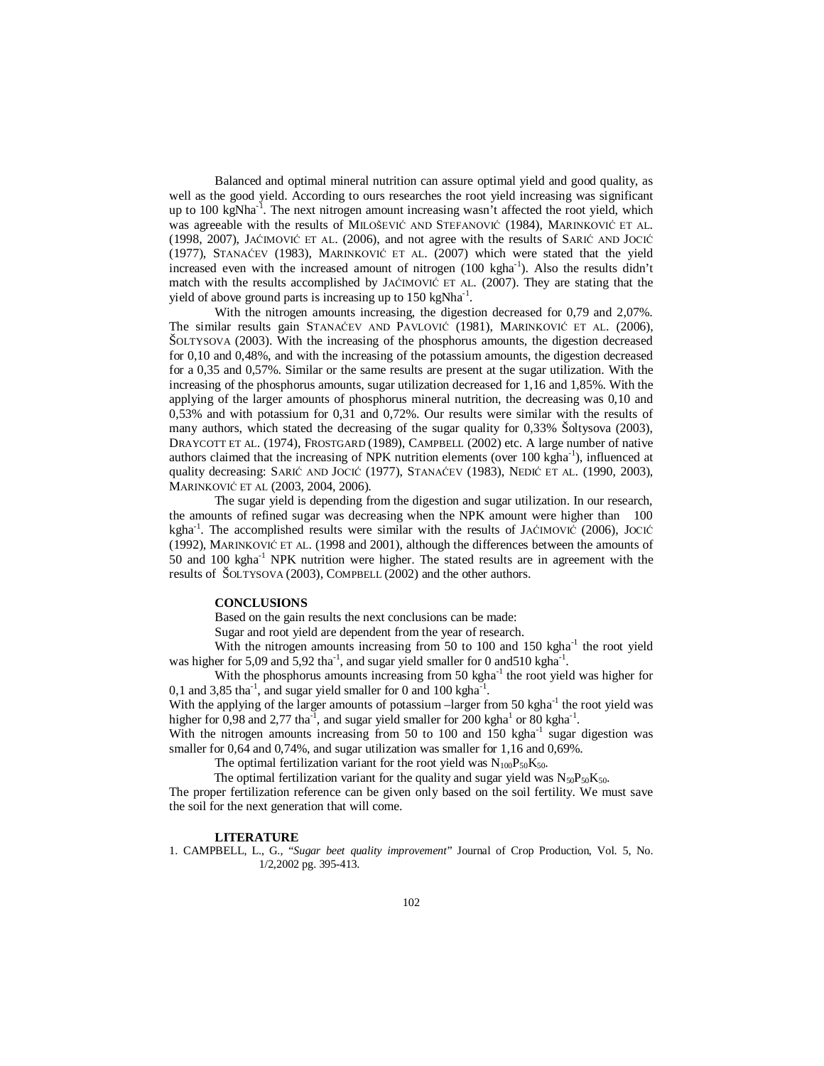Balanced and optimal mineral nutrition can assure optimal yield and good quality, as well as the good yield. According to ours researches the root yield increasing was significant up to 100 $kgNha^{-1}$. The next nitrogen amount increasing wasn't affected the root yield, which was agreeable with the results of MILOŠEVIĆ AND STEFANOVIĆ (1984), MARINKOVIĆ ET AL. (1998, 2007), JAĆIMOVIĆ ET AL. (2006), and not agree with the results of SARIĆ AND JOCIĆ (1977), STANAĆEV (1983), MARINKOVIĆ ET AL. (2007) which were stated that the yield increased even with the increased amount of nitrogen (100 $kgha^{-1}$). Also the results didn't match with the results accomplished by JAĆIMOVIĆ ET AL. (2007). They are stating that the yield of above ground parts is increasing up to 150 $kgNha^{-1}$.

With the nitrogen amounts increasing, the digestion decreased for 0,79 and 2,07%. The similar results gain STANAĆEV AND PAVLOVIĆ (1981), MARINKOVIĆ ET AL. (2006), ŠOLTYSOVA (2003). With the increasing of the phosphorus amounts, the digestion decreased for 0,10 and 0,48%, and with the increasing of the potassium amounts, the digestion decreased for a 0,35 and 0,57%. Similar or the same results are present at the sugar utilization. With the increasing of the phosphorus amounts, sugar utilization decreased for 1,16 and 1,85%. With the applying of the larger amounts of phosphorus mineral nutrition, the decreasing was 0,10 and 0,53% and with potassium for 0,31 and 0,72%. Our results were similar with the results of many authors, which stated the decreasing of the sugar quality for 0,33% Šoltysova (2003), DRAYCOTT ET AL. (1974), FROSTGARD (1989), CAMPBELL (2002) etc. A large number of native authors claimed that the increasing of NPK nutrition elements (over 100 $kgha^{-1}$), influenced at quality decreasing: SARIĆ AND JOCIĆ (1977), STANAĆEV (1983), NEDIĆ ET AL. (1990, 2003), MARINKOVIĆ ET AL (2003, 2004, 2006).

The sugar yield is depending from the digestion and sugar utilization. In our research, the amounts of refined sugar was decreasing when the NPK amount were higher than 100 $kgha^{-1}$. The accomplished results were similar with the results of JAĆIMOVIĆ (2006), JOCIĆ (1992), MARINKOVIĆ ET AL. (1998 and 2001), although the differences between the amounts of 50 and 100 $kgha^{-1}$ NPK nutrition were higher. The stated results are in agreement with the results of ŠOLTYSOVA (2003), COMPBELL (2002) and the other authors.

**CONCLUSIONS**

Based on the gain results the next conclusions can be made:

Sugar and root yield are dependent from the year of research.

With the nitrogen amounts increasing from 50 to 100 and 150 $kgha^{-1}$ the root yield was higher for 5,09 and 5,92 $tha^{-1}$, and sugar yield smaller for 0 and510 $kgha^{-1}$.

With the phosphorus amounts increasing from 50 $kgha^{-1}$ the root yield was higher for 0,1 and 3,85 $tha^{-1}$, and sugar yield smaller for 0 and 100 $kgha^{-1}$.

With the applying of the larger amounts of potassium –larger from 50 $kgha^{-1}$ the root yield was higher for 0,98 and 2,77 $tha^{-1}$, and sugar yield smaller for 200 $kgha^{1}$ or 80 $kgha^{-1}$.

With the nitrogen amounts increasing from 50 to 100 and 150 $kgha^{-1}$ sugar digestion was smaller for 0,64 and 0,74%, and sugar utilization was smaller for 1,16 and 0,69%.

The optimal fertilization variant for the root yield was $N_{100}P_{50}K_{50}$.

The optimal fertilization variant for the quality and sugar yield was $N_{50}P_{50}K_{50}$.

The proper fertilization reference can be given only based on the soil fertility. We must save the soil for the next generation that will come.

**LITERATURE**

1. CAMPBELL, L., G., "*Sugar beet quality improvement*" Journal of Crop Production, Vol. 5, No. 1/2,2002 pg. 395-413.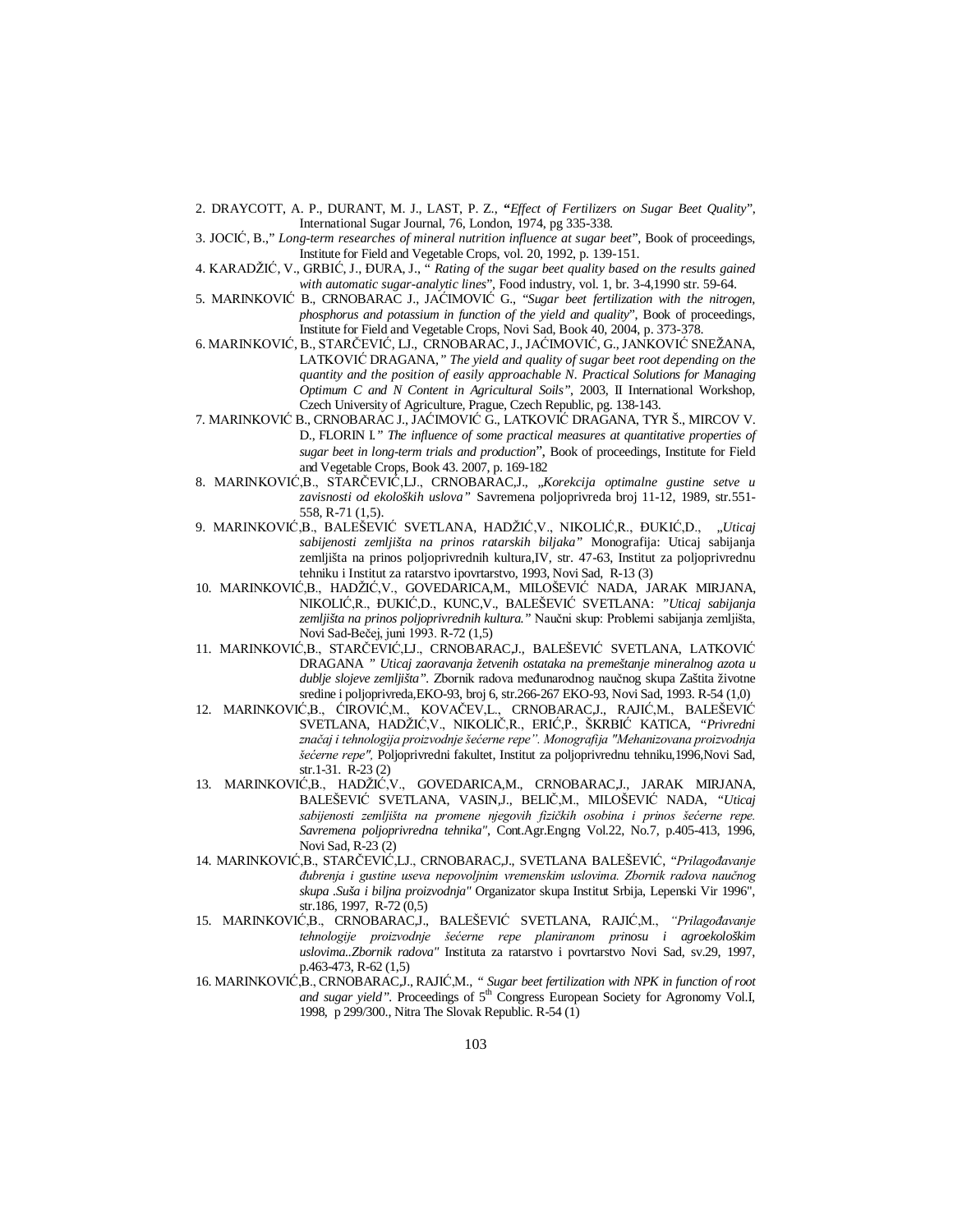2. DRAYCOTT, A. P., DURANT, M. J., LAST, P. Z., "*Effect of Fertilizers on Sugar Beet Quality*", International Sugar Journal, 76, London, 1974, pg 335-338.

3. JOCIĆ, B.," *Long-term researches of mineral nutrition influence at sugar beet*", Book of proceedings, Institute for Field and Vegetable Crops, vol. 20, 1992, p. 139-151.

4. KARADŽIĆ, V., GRBIĆ, J., ĐURA, J., " *Rating of the sugar beet quality based on the results gained with automatic sugar-analytic lines*", Food industry, vol. 1, br. 3-4,1990 str. 59-64.

5. MARINKOVIĆ B., CRNOBARAC J., JAĆIMOVIĆ G., "*Sugar beet fertilization with the nitrogen, phosphorus and potassium in function of the yield and quality*", Book of proceedings, Institute for Field and Vegetable Crops, Novi Sad, Book 40, 2004, p. 373-378.

6. MARINKOVIĆ, B., STARČEVIĆ, LJ., CRNOBARAC, J., JAĆIMOVIĆ, G., JANKOVIĆ SNEŽANA, LATKOVIĆ DRAGANA,*" The yield and quality of sugar beet root depending on the quantity and the position of easily approachable N. Practical Solutions for Managing Optimum C and N Content in Agricultural Soils"*, 2003, II International Workshop, Czech University of Agriculture, Prague, Czech Republic, pg. 138-143.

7. MARINKOVIĆ B., CRNOBARAC J., JAĆIMOVIĆ G., LATKOVIĆ DRAGANA, TYR Š., MIRCOV V. D., FLORIN I.*" The influence of some practical measures at quantitative properties of sugar beet in long-term trials and production*", Book of proceedings, Institute for Field and Vegetable Crops, Book 43. 2007, p. 169-182

8. MARINKOVIĆ,B., STARČEVIĆ,LJ., CRNOBARAC,J., „*Korekcija optimalne gustine setve u zavisnosti od ekoloških uslova"* Savremena poljoprivreda broj 11-12, 1989, str.551-558, R-71 (1,5).

9. MARINKOVIĆ,B., BALEŠEVIĆ SVETLANA, HADŽIĆ,V., NIKOLIĆ,R., ĐUKIĆ,D., „*Uticaj sabijenosti zemljišta na prinos ratarskih biljaka"* Monografija: Uticaj sabijanja zemljišta na prinos poljoprivrednih kultura,IV, str. 47-63, Institut za poljoprivrednu tehniku i Institut za ratarstvo ipovrtarstvo, 1993, Novi Sad, R-13 (3)

10. MARINKOVIĆ,B., HADŽIĆ,V., GOVEDARICA,M., MILOŠEVIĆ NADA, JARAK MIRJANA, NIKOLIĆ,R., ĐUKIĆ,D., KUNC,V., BALEŠEVIĆ SVETLANA: *"Uticaj sabijanja zemljišta na prinos poljoprivrednih kultura."* Naučni skup: Problemi sabijanja zemljišta, Novi Sad-Bečej, juni 1993. R-72 (1,5)

11. MARINKOVIĆ,B., STARČEVIĆ,LJ., CRNOBARAC,J., BALEŠEVIĆ SVETLANA, LATKOVIĆ DRAGANA *" Uticaj zaoravanja žetvenih ostataka na premeštanje mineralnog azota u dublje slojeve zemljišta".* Zbornik radova međunarodnog naučnog skupa Zaštita životne sredine i poljoprivreda,EKO-93, broj 6, str.266-267 EKO-93, Novi Sad, 1993. R-54 (1,0)

12. MARINKOVIĆ,B., ĆIROVIĆ,M., KOVAČEV,L., CRNOBARAC,J., RAJIĆ,M., BALEŠEVIĆ SVETLANA, HADŽIĆ,V., NIKOLIČ,R., ERIĆ,P., ŠKRBIĆ KATICA, *"Privredni značaj i tehnologija proizvodnje šećerne repe". Monografija "Mehanizovana proizvodnja šećerne repe",* Poljoprivredni fakultet, Institut za poljoprivrednu tehniku,1996,Novi Sad, str.1-31. R-23 (2)

13. MARINKOVIĆ,B., HADŽIĆ,V., GOVEDARICA,M., CRNOBARAC,J., JARAK MIRJANA, BALEŠEVIĆ SVETLANA, VASIN,J., BELIČ,M., MILOŠEVIĆ NADA, *"Uticaj sabijenosti zemljišta na promene njegovih fizičkih osobina i prinos šećerne repe. Savremena poljoprivredna tehnika"*, Cont.Agr.Engng Vol.22, No.7, p.405-413, 1996, Novi Sad, R-23 (2)

14. MARINKOVIĆ,B., STARČEVIĆ,LJ., CRNOBARAC,J., SVETLANA BALEŠEVIĆ, *"Prilagođavanje đubrenja i gustine useva nepovoljnim vremenskim uslovima. Zbornik radova naučnog skupa .Suša i biljna proizvodnja"* Organizator skupa Institut Srbija, Lepenski Vir 1996", str.186, 1997, R-72 (0,5)

15. MARINKOVIĆ,B., CRNOBARAC,J., BALEŠEVIĆ SVETLANA, RAJIĆ,M., *"Prilagođavanje tehnologije proizvodnje šećerne repe planiranom prinosu i agroekološkim uslovima..Zbornik radova"* Instituta za ratarstvo i povrtarstvo Novi Sad, sv.29, 1997, p.463-473, R-62 (1,5)

16. MARINKOVIĆ,B., CRNOBARAC,J., RAJIĆ,M., *" Sugar beet fertilization with NPK in function of root and sugar yield".* Proceedings of 5th Congress European Society for Agronomy Vol.I, 1998, p 299/300., Nitra The Slovak Republic. R-54 (1)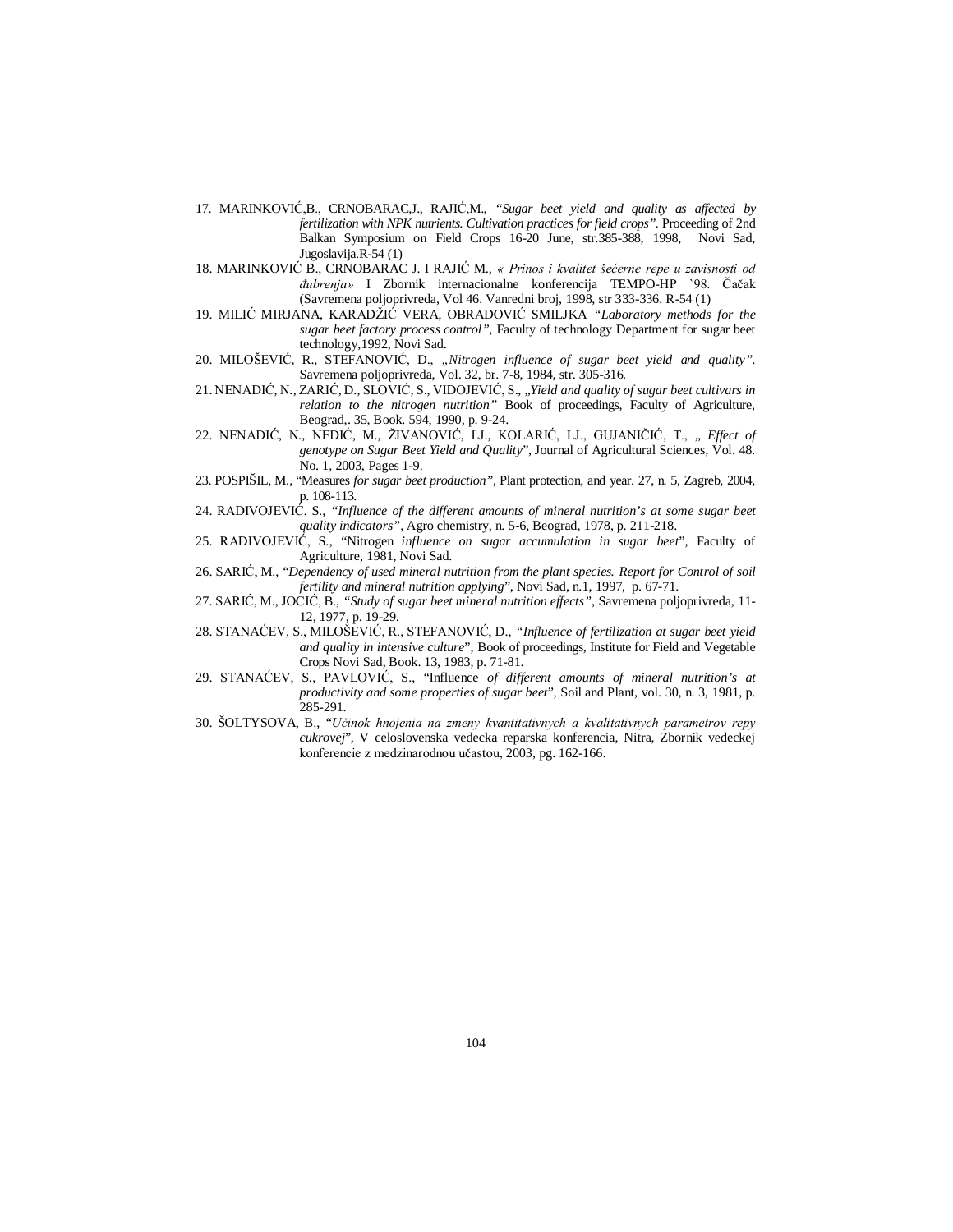17. MARINKOVIĆ,B., CRNOBARAC,J., RAJIĆ,M., *"Sugar beet yield and quality as affected by fertilization with NPK nutrients. Cultivation practices for field crops".* Proceeding of 2nd Balkan Symposium on Field Crops 16-20 June, str.385-388, 1998, Novi Sad, Jugoslavija.R-54 (1)
18. MARINKOVIĆ B., CRNOBARAC J. I RAJIĆ M., *« Prinos i kvalitet šećerne repe u zavisnosti od đubrenja»* I Zbornik internacionalne konferencija TEMPO-HP `98. Čačak (Savremena poljoprivreda, Vol 46. Vanredni broj, 1998, str 333-336. R-54 (1)
19. MILIĆ MIRJANA, KARADŽIĆ VERA, OBRADOVIĆ SMILJKA *"Laboratory methods for the sugar beet factory process control"*, Faculty of technology Department for sugar beet technology,1992, Novi Sad.
20. MILOŠEVIĆ, R., STEFANOVIĆ, D., *„Nitrogen influence of sugar beet yield and quality".* Savremena poljoprivreda, Vol. 32, br. 7-8, 1984, str. 305-316.
21. NENADIĆ, N., ZARIĆ, D., SLOVIĆ, S., VIDOJEVIĆ, S., *„Yield and quality of sugar beet cultivars in relation to the nitrogen nutrition"* Book of proceedings, Faculty of Agriculture, Beograd,. 35, Book. 594, 1990, p. 9-24.
22. NENADIĆ, N., NEDIĆ, M., ŽIVANOVIĆ, LJ., KOLARIĆ, LJ., GUJANIČIĆ, T., *„ Effect of genotype on Sugar Beet Yield and Quality"*, Journal of Agricultural Sciences, Vol. 48. No. 1, 2003, Pages 1-9.
23. POSPIŠIL, M., "Measures *for sugar beet production"*, Plant protection, and year. 27, n. 5, Zagreb, 2004, p. 108-113.
24. RADIVOJEVIĆ, S., *"Influence of the different amounts of mineral nutrition's at some sugar beet quality indicators"*, Agro chemistry, n. 5-6, Beograd, 1978, p. 211-218.
25. RADIVOJEVIĆ, S., "Nitrogen *influence on sugar accumulation in sugar beet"*, Faculty of Agriculture, 1981, Novi Sad.
26. SARIĆ, M., *"Dependency of used mineral nutrition from the plant species. Report for Control of soil fertility and mineral nutrition applying"*, Novi Sad, n.1, 1997, p. 67-71.
27. SARIĆ, M., JOCIĆ, B., *"Study of sugar beet mineral nutrition effects"*, Savremena poljoprivreda, 11-12, 1977, p. 19-29.
28. STANAĆEV, S., MILOŠEVIĆ, R., STEFANOVIĆ, D., *"Influence of fertilization at sugar beet yield and quality in intensive culture"*, Book of proceedings, Institute for Field and Vegetable Crops Novi Sad, Book. 13, 1983, p. 71-81.
29. STANAĆEV, S., PAVLOVIĆ, S., "Influence *of different amounts of mineral nutrition's at productivity and some properties of sugar beet"*, Soil and Plant, vol. 30, n. 3, 1981, p. 285-291.
30. ŠOLTYSOVA, B., *"Učinok hnojenia na zmeny kvantitativnych a kvalitativnych parametrov repy cukrovej"*, V celoslovenska vedecka reparska konferencia, Nitra, Zbornik vedeckej konferencie z medzinarodnou učastou, 2003, pg. 162-166.